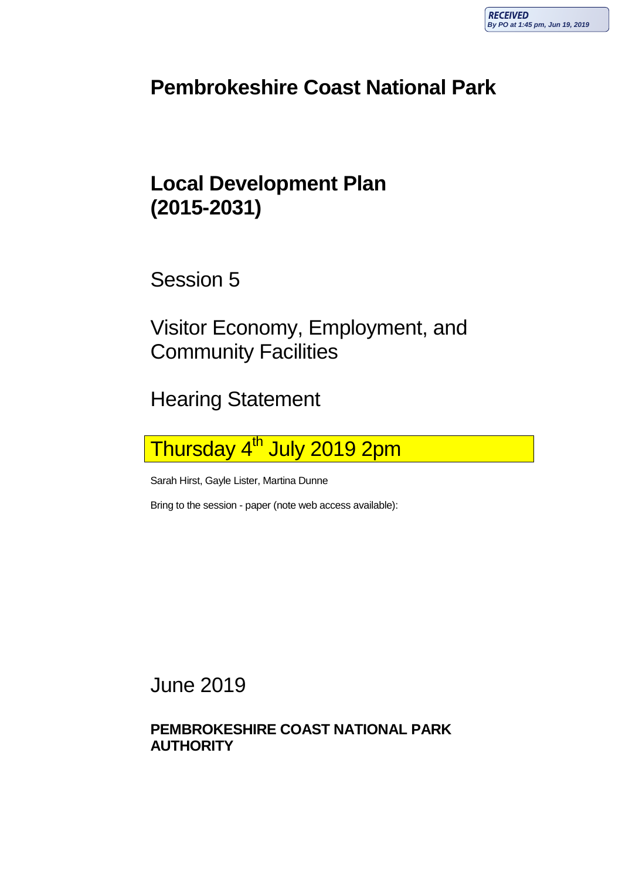RECEIVED
*By PO at 1:45 pm, Jun 19, 2019*

# Pembrokeshire Coast National Park

# Local Development Plan (2015-2031)

Session 5

Visitor Economy, Employment, and Community Facilities

Hearing Statement

Thursday 4th July 2019 2pm

Sarah Hirst, Gayle Lister, Martina Dunne

Bring to the session - paper (note web access available):

June 2019

**PEMBROKESHIRE COAST NATIONAL PARK AUTHORITY**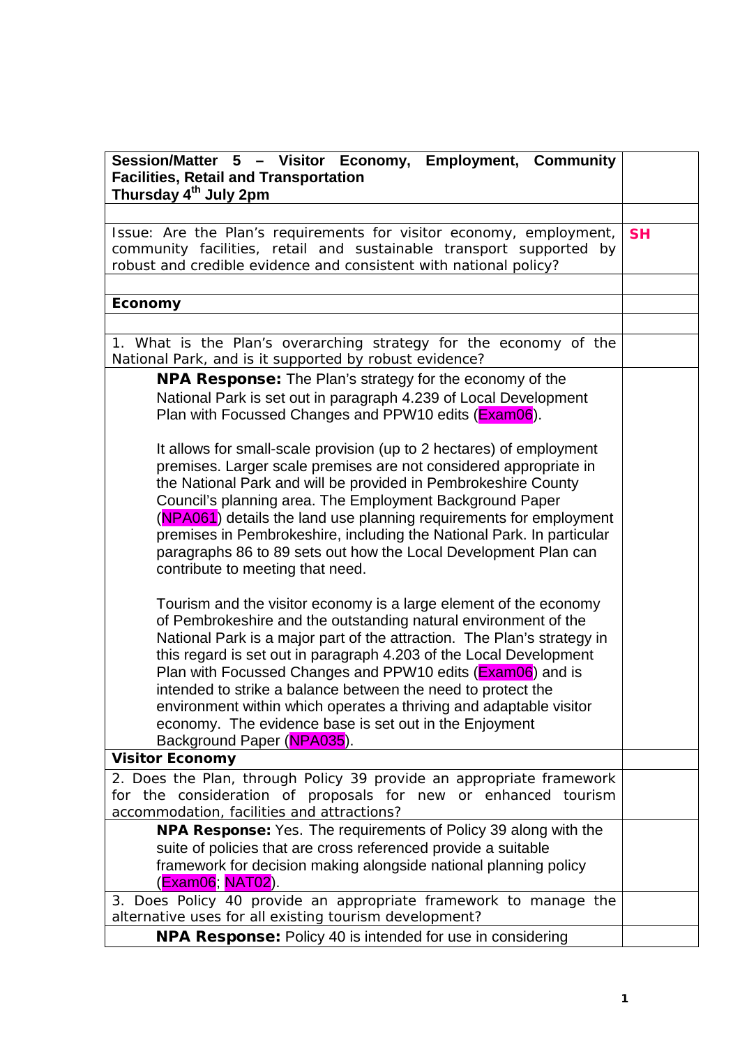| Session/Matter 5 – Visitor Economy, Employment, Community Facilities, Retail and Transportation<br>Thursday 4th July 2pm | |
|---|---|
| | |
| Issue: Are the Plan's requirements for visitor economy, employment, community facilities, retail and sustainable transport supported by robust and credible evidence and consistent with national policy? | **SH** |
| | |
| **Economy** | |
| | |
| 1. What is the Plan's overarching strategy for the economy of the National Park, and is it supported by robust evidence? | |
| **NPA Response:** The Plan's strategy for the economy of the National Park is set out in paragraph 4.239 of Local Development Plan with Focussed Changes and PPW10 edits (Exam06).<br><br>It allows for small-scale provision (up to 2 hectares) of employment premises. Larger scale premises are not considered appropriate in the National Park and will be provided in Pembrokeshire County Council's planning area. The Employment Background Paper (NPA061) details the land use planning requirements for employment premises in Pembrokeshire, including the National Park. In particular paragraphs 86 to 89 sets out how the Local Development Plan can contribute to meeting that need.<br><br>Tourism and the visitor economy is a large element of the economy of Pembrokeshire and the outstanding natural environment of the National Park is a major part of the attraction. The Plan's strategy in this regard is set out in paragraph 4.203 of the Local Development Plan with Focussed Changes and PPW10 edits (Exam06) and is intended to strike a balance between the need to protect the environment within which operates a thriving and adaptable visitor economy. The evidence base is set out in the Enjoyment Background Paper (NPA035). | |
| **Visitor Economy** | |
| 2. Does the Plan, through Policy 39 provide an appropriate framework for the consideration of proposals for new or enhanced tourism accommodation, facilities and attractions? | |
| **NPA Response:** Yes. The requirements of Policy 39 along with the suite of policies that are cross referenced provide a suitable framework for decision making alongside national planning policy (Exam06; NAT02). | |
| 3. Does Policy 40 provide an appropriate framework to manage the alternative uses for all existing tourism development? | |
| **NPA Response:** Policy 40 is intended for use in considering | |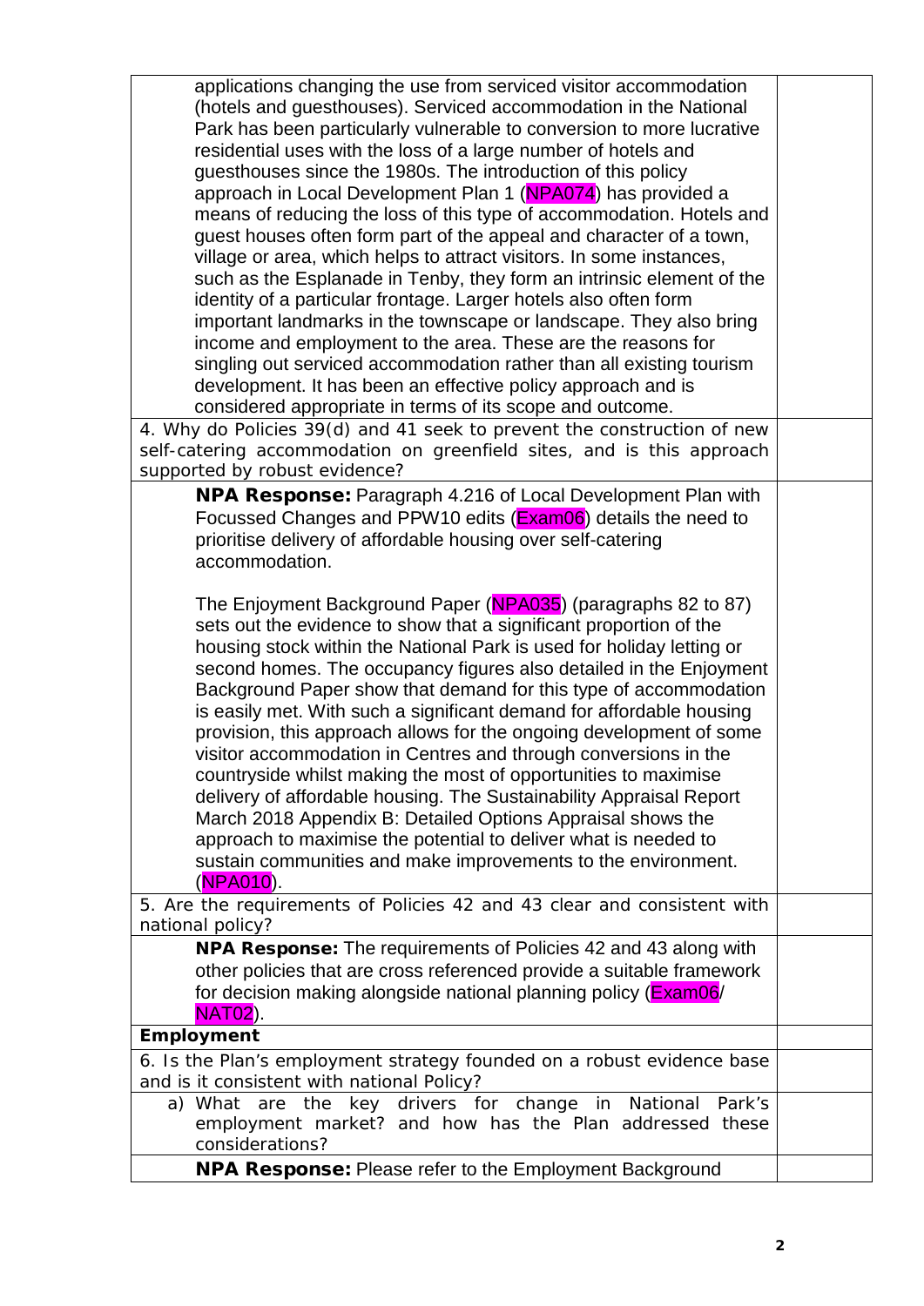| | |
|---|---|
| applications changing the use from serviced visitor accommodation (hotels and guesthouses). Serviced accommodation in the National Park has been particularly vulnerable to conversion to more lucrative residential uses with the loss of a large number of hotels and guesthouses since the 1980s. The introduction of this policy approach in Local Development Plan 1 (NPA074) has provided a means of reducing the loss of this type of accommodation. Hotels and guest houses often form part of the appeal and character of a town, village or area, which helps to attract visitors. In some instances, such as the Esplanade in Tenby, they form an intrinsic element of the identity of a particular frontage. Larger hotels also often form important landmarks in the townscape or landscape. They also bring income and employment to the area. These are the reasons for singling out serviced accommodation rather than all existing tourism development. It has been an effective policy approach and is considered appropriate in terms of its scope and outcome. | |
| 4. Why do Policies 39(d) and 41 seek to prevent the construction of new self-catering accommodation on greenfield sites, and is this approach supported by robust evidence? | |
| **NPA Response:** Paragraph 4.216 of Local Development Plan with Focussed Changes and PPW10 edits (Exam06) details the need to prioritise delivery of affordable housing over self-catering accommodation.<br><br>The Enjoyment Background Paper (NPA035) (paragraphs 82 to 87) sets out the evidence to show that a significant proportion of the housing stock within the National Park is used for holiday letting or second homes. The occupancy figures also detailed in the Enjoyment Background Paper show that demand for this type of accommodation is easily met. With such a significant demand for affordable housing provision, this approach allows for the ongoing development of some visitor accommodation in Centres and through conversions in the countryside whilst making the most of opportunities to maximise delivery of affordable housing. The Sustainability Appraisal Report March 2018 Appendix B: Detailed Options Appraisal shows the approach to maximise the potential to deliver what is needed to sustain communities and make improvements to the environment. (NPA010). | |
| 5. Are the requirements of Policies 42 and 43 clear and consistent with national policy? | |
| **NPA Response:** The requirements of Policies 42 and 43 along with other policies that are cross referenced provide a suitable framework for decision making alongside national planning policy (Exam06/ NAT02). | |
| **Employment** | |
| 6. Is the Plan's employment strategy founded on a robust evidence base and is it consistent with national Policy? | |
| a) What are the key drivers for change in National Park's employment market? and how has the Plan addressed these considerations? | |
| **NPA Response:** Please refer to the Employment Background | |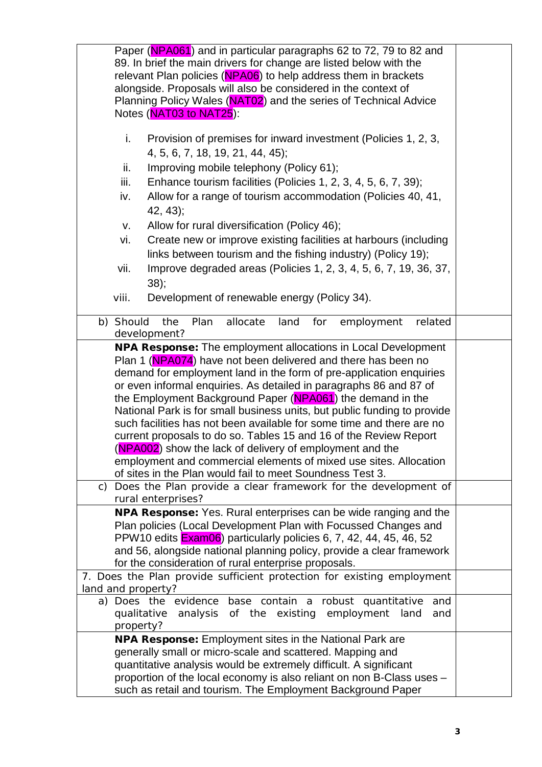Paper (NPA061) and in particular paragraphs 62 to 72, 79 to 82 and 89. In brief the main drivers for change are listed below with the relevant Plan policies (NPA06) to help address them in brackets alongside. Proposals will also be considered in the context of Planning Policy Wales (NAT02) and the series of Technical Advice Notes (NAT03 to NAT25):

i. Provision of premises for inward investment (Policies 1, 2, 3, 4, 5, 6, 7, 18, 19, 21, 44, 45);
ii. Improving mobile telephony (Policy 61);
iii. Enhance tourism facilities (Policies 1, 2, 3, 4, 5, 6, 7, 39);
iv. Allow for a range of tourism accommodation (Policies 40, 41, 42, 43);
v. Allow for rural diversification (Policy 46);
vi. Create new or improve existing facilities at harbours (including links between tourism and the fishing industry) (Policy 19);
vii. Improve degraded areas (Policies 1, 2, 3, 4, 5, 6, 7, 19, 36, 37, 38);
viii. Development of renewable energy (Policy 34).

b) Should the Plan allocate land for employment related development?

**NPA Response:** The employment allocations in Local Development Plan 1 (NPA074) have not been delivered and there has been no demand for employment land in the form of pre-application enquiries or even informal enquiries. As detailed in paragraphs 86 and 87 of the Employment Background Paper (NPA061) the demand in the National Park is for small business units, but public funding to provide such facilities has not been available for some time and there are no current proposals to do so. Tables 15 and 16 of the Review Report (NPA002) show the lack of delivery of employment and the employment and commercial elements of mixed use sites. Allocation of sites in the Plan would fail to meet Soundness Test 3.

c) Does the Plan provide a clear framework for the development of rural enterprises?

**NPA Response:** Yes. Rural enterprises can be wide ranging and the Plan policies (Local Development Plan with Focussed Changes and PPW10 edits Exam06) particularly policies 6, 7, 42, 44, 45, 46, 52 and 56, alongside national planning policy, provide a clear framework for the consideration of rural enterprise proposals.

7. Does the Plan provide sufficient protection for existing employment land and property?

a) Does the evidence base contain a robust quantitative and qualitative analysis of the existing employment land and property?

**NPA Response:** Employment sites in the National Park are generally small or micro-scale and scattered. Mapping and quantitative analysis would be extremely difficult. A significant proportion of the local economy is also reliant on non B-Class uses – such as retail and tourism. The Employment Background Paper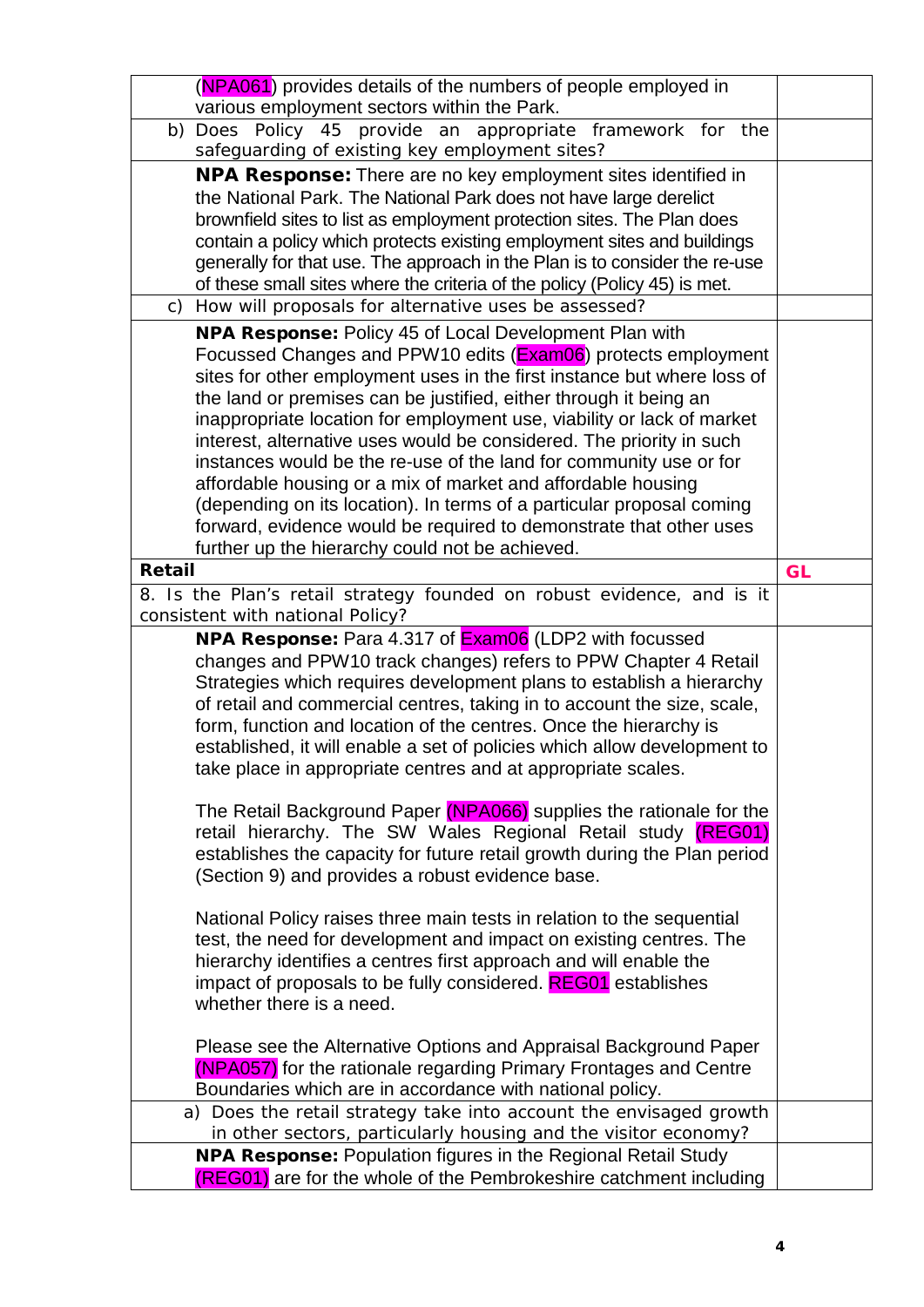| | |
|---|---|
| (NPA061) provides details of the numbers of people employed in various employment sectors within the Park. | |
| b) Does Policy 45 provide an appropriate framework for the safeguarding of existing key employment sites? | |
| **NPA Response:** There are no key employment sites identified in the National Park. The National Park does not have large derelict brownfield sites to list as employment protection sites. The Plan does contain a policy which protects existing employment sites and buildings generally for that use. The approach in the Plan is to consider the re-use of these small sites where the criteria of the policy (Policy 45) is met. | |
| c) How will proposals for alternative uses be assessed? | |
| **NPA Response:** Policy 45 of Local Development Plan with Focussed Changes and PPW10 edits (Exam06) protects employment sites for other employment uses in the first instance but where loss of the land or premises can be justified, either through it being an inappropriate location for employment use, viability or lack of market interest, alternative uses would be considered. The priority in such instances would be the re-use of the land for community use or for affordable housing or a mix of market and affordable housing (depending on its location). In terms of a particular proposal coming forward, evidence would be required to demonstrate that other uses further up the hierarchy could not be achieved. | |
| **Retail** | **GL** |
| 8. Is the Plan's retail strategy founded on robust evidence, and is it consistent with national Policy? | |
| **NPA Response:** Para 4.317 of Exam06 (LDP2 with focussed changes and PPW10 track changes) refers to PPW Chapter 4 Retail Strategies which requires development plans to establish a hierarchy of retail and commercial centres, taking in to account the size, scale, form, function and location of the centres. Once the hierarchy is established, it will enable a set of policies which allow development to take place in appropriate centres and at appropriate scales.<br><br>The Retail Background Paper (NPA066) supplies the rationale for the retail hierarchy. The SW Wales Regional Retail study (REG01) establishes the capacity for future retail growth during the Plan period (Section 9) and provides a robust evidence base.<br><br>National Policy raises three main tests in relation to the sequential test, the need for development and impact on existing centres. The hierarchy identifies a centres first approach and will enable the impact of proposals to be fully considered. REG01 establishes whether there is a need.<br><br>Please see the Alternative Options and Appraisal Background Paper (NPA057) for the rationale regarding Primary Frontages and Centre Boundaries which are in accordance with national policy. | |
| a) Does the retail strategy take into account the envisaged growth in other sectors, particularly housing and the visitor economy? | |
| **NPA Response:** Population figures in the Regional Retail Study (REG01) are for the whole of the Pembrokeshire catchment including | |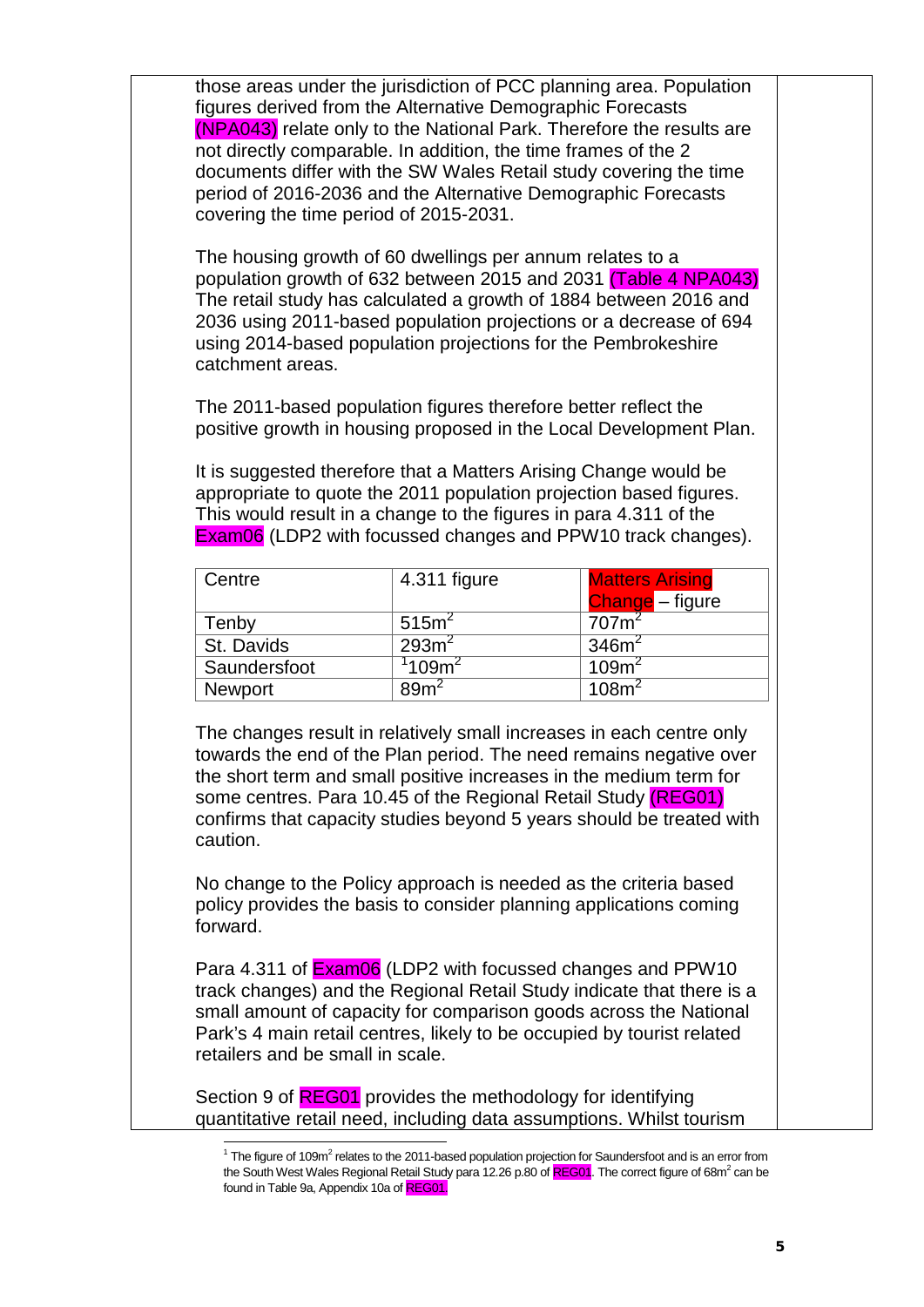those areas under the jurisdiction of PCC planning area. Population figures derived from the Alternative Demographic Forecasts (NPA043) relate only to the National Park. Therefore the results are not directly comparable. In addition, the time frames of the 2 documents differ with the SW Wales Retail study covering the time period of 2016-2036 and the Alternative Demographic Forecasts covering the time period of 2015-2031.

The housing growth of 60 dwellings per annum relates to a population growth of 632 between 2015 and 2031 (Table 4 NPA043) The retail study has calculated a growth of 1884 between 2016 and 2036 using 2011-based population projections or a decrease of 694 using 2014-based population projections for the Pembrokeshire catchment areas.

The 2011-based population figures therefore better reflect the positive growth in housing proposed in the Local Development Plan.

It is suggested therefore that a Matters Arising Change would be appropriate to quote the 2011 population projection based figures. This would result in a change to the figures in para 4.311 of the Exam06 (LDP2 with focussed changes and PPW10 track changes).

| Centre | 4.311 figure | Matters Arising Change – figure |
|---|---|---|
| Tenby | 515m$^2$ | 707m$^2$ |
| St. Davids | 293m$^2$ | 346m$^2$ |
| Saundersfoot | [1]109m$^2$ | 109m$^2$ |
| Newport | 89m$^2$ | 108m$^2$ |

The changes result in relatively small increases in each centre only towards the end of the Plan period. The need remains negative over the short term and small positive increases in the medium term for some centres. Para 10.45 of the Regional Retail Study (REG01) confirms that capacity studies beyond 5 years should be treated with caution.

No change to the Policy approach is needed as the criteria based policy provides the basis to consider planning applications coming forward.

Para 4.311 of Exam06 (LDP2 with focussed changes and PPW10 track changes) and the Regional Retail Study indicate that there is a small amount of capacity for comparison goods across the National Park's 4 main retail centres, likely to be occupied by tourist related retailers and be small in scale.

Section 9 of REG01 provides the methodology for identifying quantitative retail need, including data assumptions. Whilst tourism

[1] The figure of 109m$^2$ relates to the 2011-based population projection for Saundersfoot and is an error from the South West Wales Regional Retail Study para 12.26 p.80 of REG01. The correct figure of 68m$^2$ can be found in Table 9a, Appendix 10a of REG01.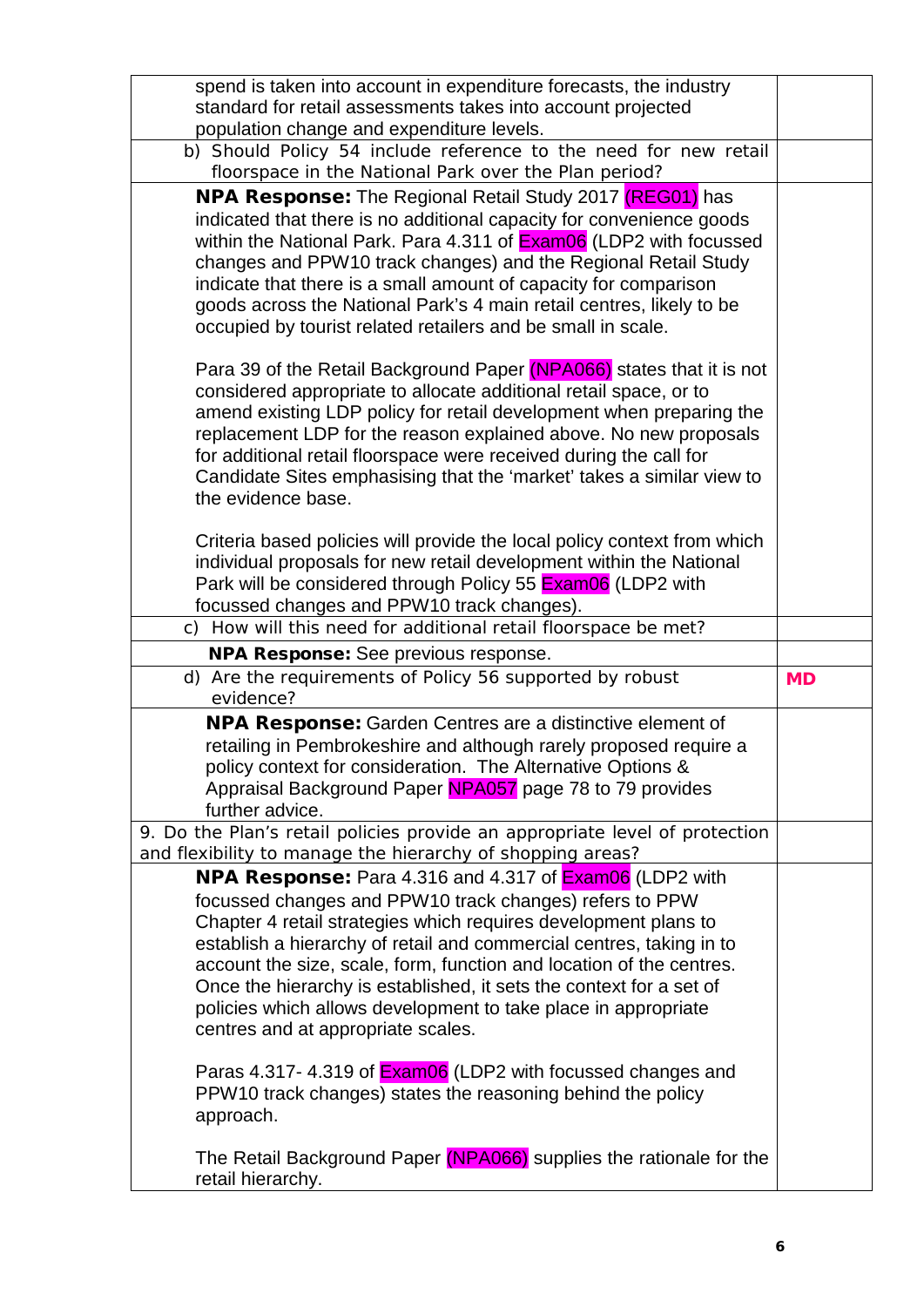| | |
|---|---|
| spend is taken into account in expenditure forecasts, the industry standard for retail assessments takes into account projected population change and expenditure levels. | |
| b) Should Policy 54 include reference to the need for new retail floorspace in the National Park over the Plan period? | |
| **NPA Response:** The Regional Retail Study 2017 (REG01) has indicated that there is no additional capacity for convenience goods within the National Park. Para 4.311 of Exam06 (LDP2 with focussed changes and PPW10 track changes) and the Regional Retail Study indicate that there is a small amount of capacity for comparison goods across the National Park's 4 main retail centres, likely to be occupied by tourist related retailers and be small in scale.<br><br>Para 39 of the Retail Background Paper (NPA066) states that it is not considered appropriate to allocate additional retail space, or to amend existing LDP policy for retail development when preparing the replacement LDP for the reason explained above. No new proposals for additional retail floorspace were received during the call for Candidate Sites emphasising that the 'market' takes a similar view to the evidence base.<br><br>Criteria based policies will provide the local policy context from which individual proposals for new retail development within the National Park will be considered through Policy 55 Exam06 (LDP2 with focussed changes and PPW10 track changes). | |
| c) How will this need for additional retail floorspace be met? | |
| **NPA Response:** See previous response. | |
| d) Are the requirements of Policy 56 supported by robust evidence? | **MD** |
| **NPA Response:** Garden Centres are a distinctive element of retailing in Pembrokeshire and although rarely proposed require a policy context for consideration. The Alternative Options & Appraisal Background Paper NPA057 page 78 to 79 provides further advice. | |
| 9. Do the Plan's retail policies provide an appropriate level of protection and flexibility to manage the hierarchy of shopping areas? | |
| **NPA Response:** Para 4.316 and 4.317 of Exam06 (LDP2 with focussed changes and PPW10 track changes) refers to PPW Chapter 4 retail strategies which requires development plans to establish a hierarchy of retail and commercial centres, taking in to account the size, scale, form, function and location of the centres. Once the hierarchy is established, it sets the context for a set of policies which allows development to take place in appropriate centres and at appropriate scales.<br><br>Paras 4.317- 4.319 of Exam06 (LDP2 with focussed changes and PPW10 track changes) states the reasoning behind the policy approach.<br><br>The Retail Background Paper (NPA066) supplies the rationale for the retail hierarchy. | |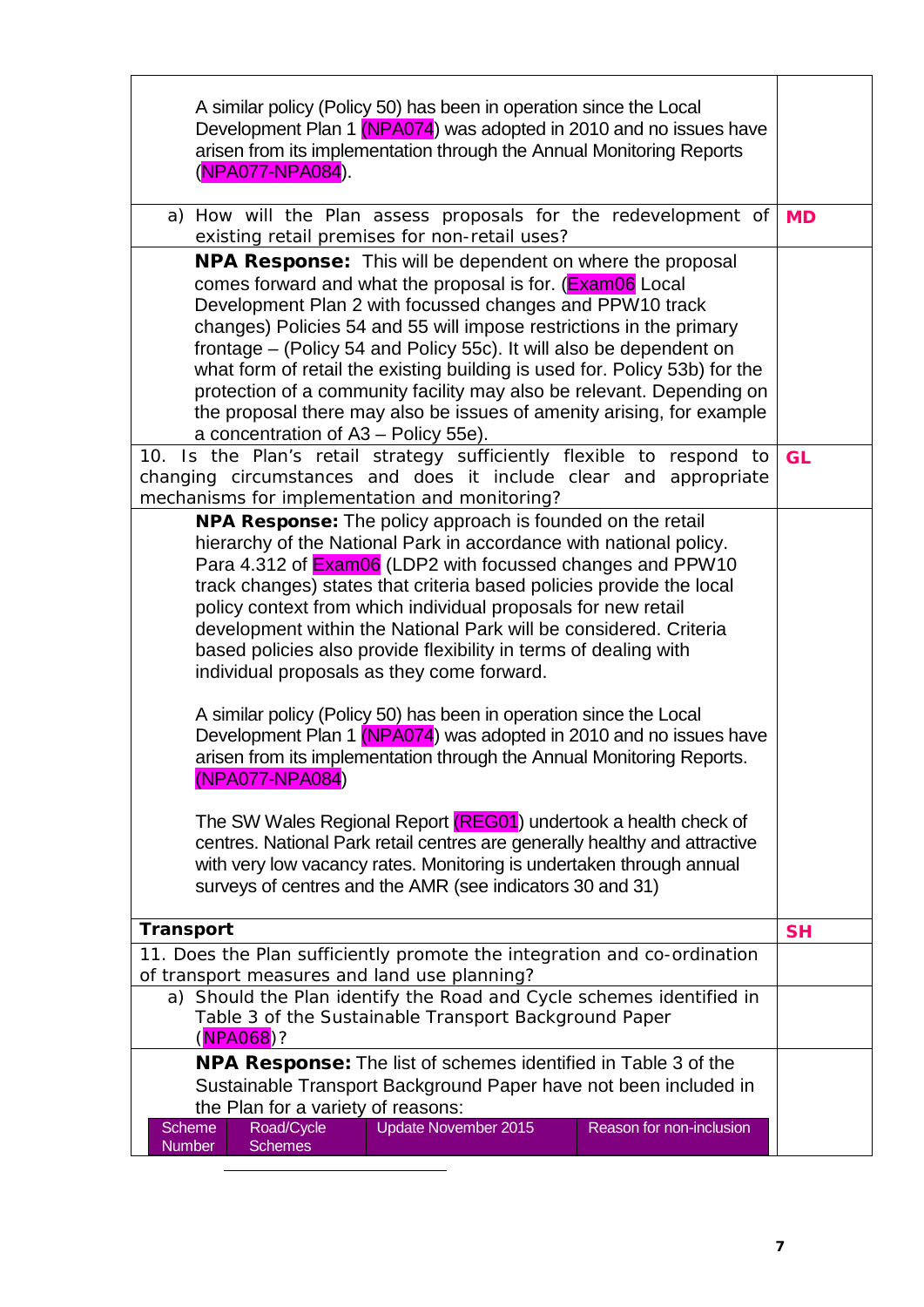A similar policy (Policy 50) has been in operation since the Local Development Plan 1 (NPA074) was adopted in 2010 and no issues have arisen from its implementation through the Annual Monitoring Reports (NPA077-NPA084).

| | |
|---|---|
| a) How will the Plan assess proposals for the redevelopment of existing retail premises for non-retail uses? | **MD** |

**NPA Response:** This will be dependent on where the proposal comes forward and what the proposal is for. (Exam06 Local Development Plan 2 with focussed changes and PPW10 track changes) Policies 54 and 55 will impose restrictions in the primary frontage – (Policy 54 and Policy 55c). It will also be dependent on what form of retail the existing building is used for. Policy 53b) for the protection of a community facility may also be relevant. Depending on the proposal there may also be issues of amenity arising, for example a concentration of A3 – Policy 55e).

| | |
|---|---|
| 10. Is the Plan's retail strategy sufficiently flexible to respond to changing circumstances and does it include clear and appropriate mechanisms for implementation and monitoring? | **GL** |

**NPA Response:** The policy approach is founded on the retail hierarchy of the National Park in accordance with national policy. Para 4.312 of Exam06 (LDP2 with focussed changes and PPW10 track changes) states that criteria based policies provide the local policy context from which individual proposals for new retail development within the National Park will be considered. Criteria based policies also provide flexibility in terms of dealing with individual proposals as they come forward.

A similar policy (Policy 50) has been in operation since the Local Development Plan 1 (NPA074) was adopted in 2010 and no issues have arisen from its implementation through the Annual Monitoring Reports. (NPA077-NPA084)

The SW Wales Regional Report (REG01) undertook a health check of centres. National Park retail centres are generally healthy and attractive with very low vacancy rates. Monitoring is undertaken through annual surveys of centres and the AMR (see indicators 30 and 31)

| | |
|---|---|
| **Transport** | **SH** |
| 11. Does the Plan sufficiently promote the integration and co-ordination of transport measures and land use planning? | |
| a) Should the Plan identify the Road and Cycle schemes identified in Table 3 of the Sustainable Transport Background Paper (NPA068)? | |

**NPA Response:** The list of schemes identified in Table 3 of the Sustainable Transport Background Paper have not been included in the Plan for a variety of reasons:

| Scheme Number | Road/Cycle Schemes | Update November 2015 | Reason for non-inclusion |
|---|---|---|---|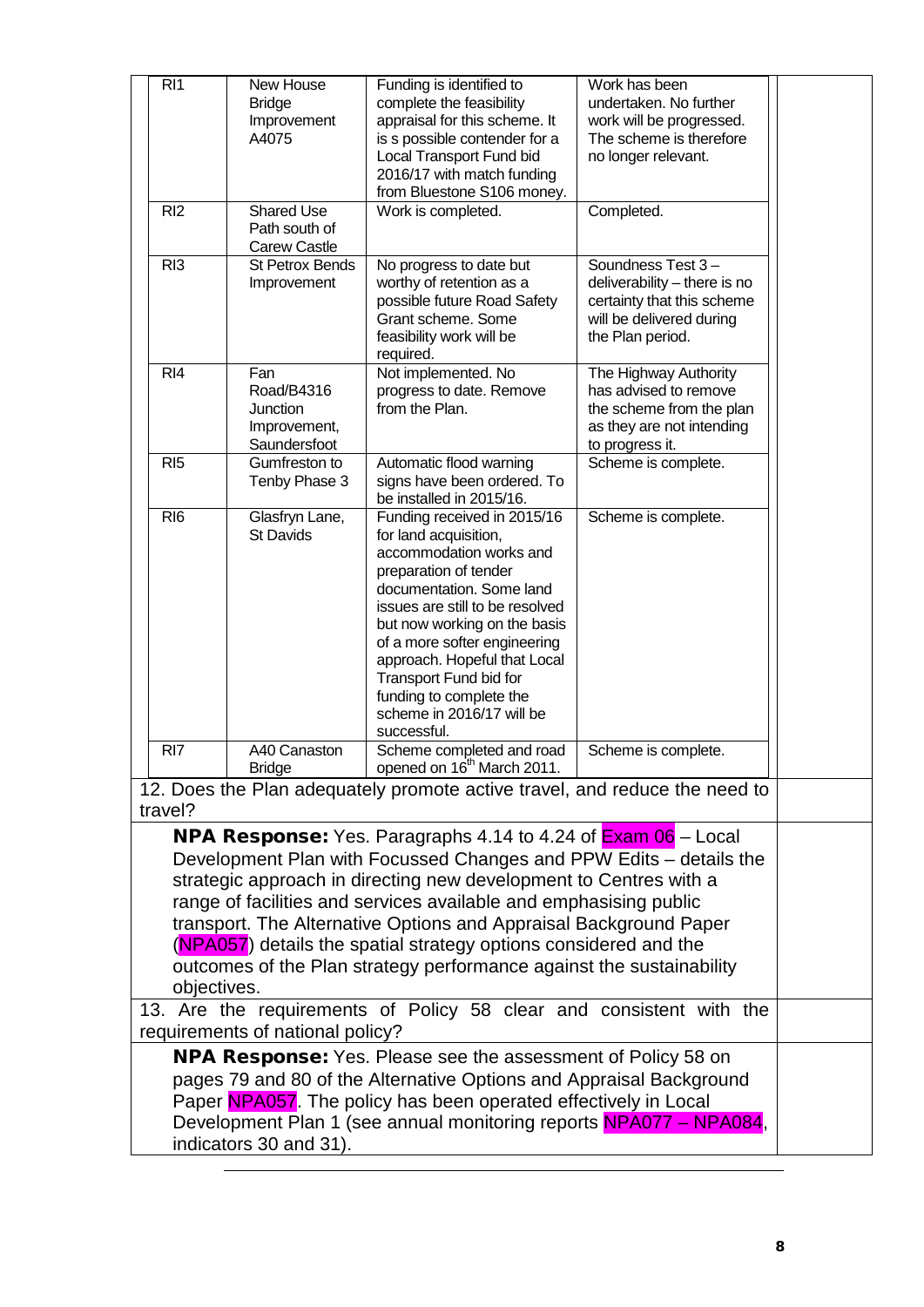| | | | |
|---|---|---|---|
| RI1 | New House Bridge Improvement A4075 | Funding is identified to complete the feasibility appraisal for this scheme. It is s possible contender for a Local Transport Fund bid 2016/17 with match funding from Bluestone S106 money. | Work has been undertaken. No further work will be progressed. The scheme is therefore no longer relevant. |
| RI2 | Shared Use Path south of Carew Castle | Work is completed. | Completed. |
| RI3 | St Petrox Bends Improvement | No progress to date but worthy of retention as a possible future Road Safety Grant scheme. Some feasibility work will be required. | Soundness Test 3 – deliverability – there is no certainty that this scheme will be delivered during the Plan period. |
| RI4 | Fan Road/B4316 Junction Improvement, Saundersfoot | Not implemented. No progress to date. Remove from the Plan. | The Highway Authority has advised to remove the scheme from the plan as they are not intending to progress it. |
| RI5 | Gumfreston to Tenby Phase 3 | Automatic flood warning signs have been ordered. To be installed in 2015/16. | Scheme is complete. |
| RI6 | Glasfryn Lane, St Davids | Funding received in 2015/16 for land acquisition, accommodation works and preparation of tender documentation. Some land issues are still to be resolved but now working on the basis of a more softer engineering approach. Hopeful that Local Transport Fund bid for funding to complete the scheme in 2016/17 will be successful. | Scheme is complete. |
| RI7 | A40 Canaston Bridge | Scheme completed and road opened on 16th March 2011. | Scheme is complete. |

12. Does the Plan adequately promote active travel, and reduce the need to travel?

**NPA Response:** Yes. Paragraphs 4.14 to 4.24 of Exam 06 – Local Development Plan with Focussed Changes and PPW Edits – details the strategic approach in directing new development to Centres with a range of facilities and services available and emphasising public transport. The Alternative Options and Appraisal Background Paper (NPA057) details the spatial strategy options considered and the outcomes of the Plan strategy performance against the sustainability objectives.

13. Are the requirements of Policy 58 clear and consistent with the requirements of national policy?

**NPA Response:** Yes. Please see the assessment of Policy 58 on pages 79 and 80 of the Alternative Options and Appraisal Background Paper NPA057. The policy has been operated effectively in Local Development Plan 1 (see annual monitoring reports NPA077 – NPA084, indicators 30 and 31).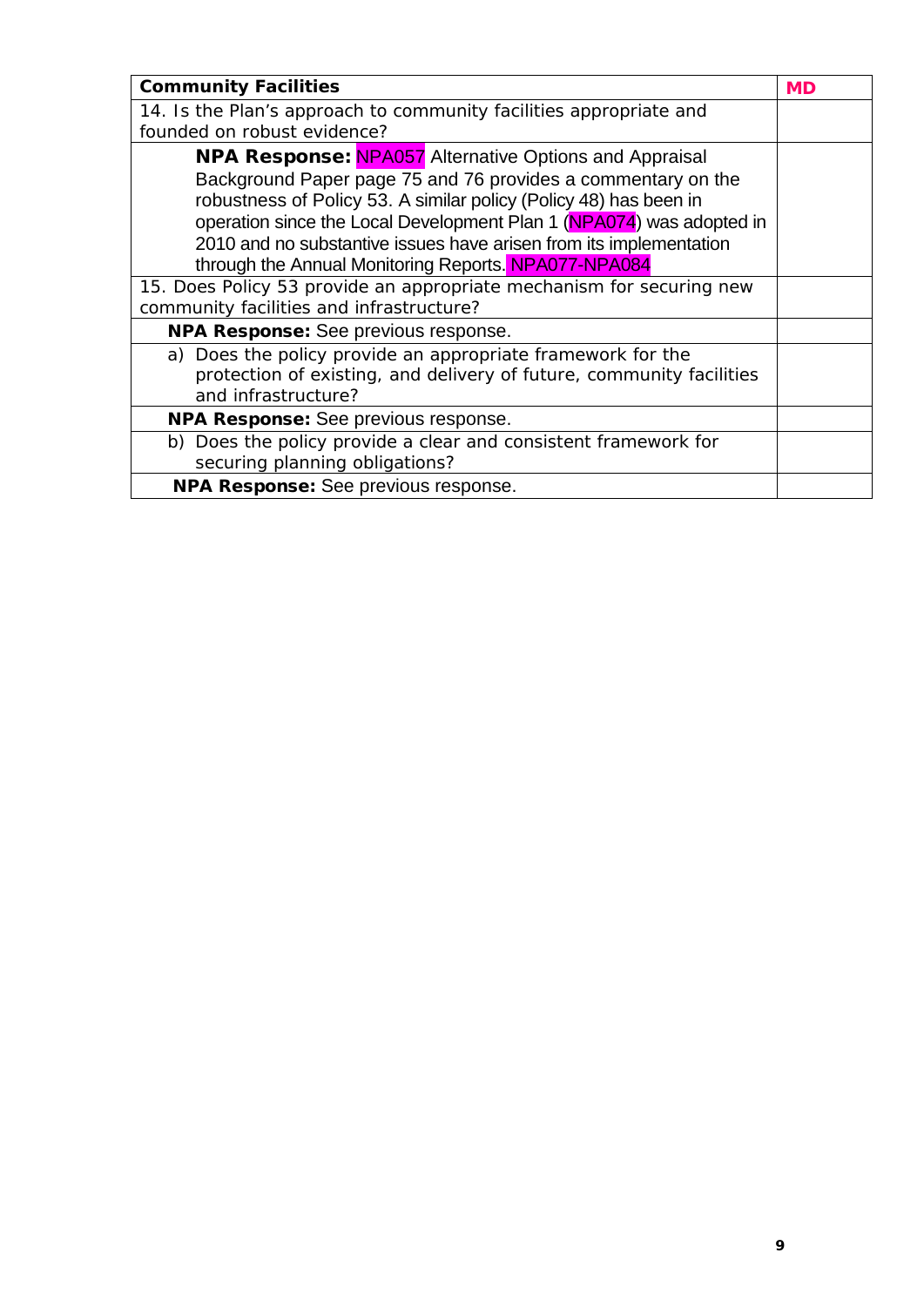| **Community Facilities** | **MD** |
| --- | --- |
| 14. Is the Plan's approach to community facilities appropriate and founded on robust evidence? | |
| **NPA Response:** NPA057 Alternative Options and Appraisal Background Paper page 75 and 76 provides a commentary on the robustness of Policy 53. A similar policy (Policy 48) has been in operation since the Local Development Plan 1 (NPA074) was adopted in 2010 and no substantive issues have arisen from its implementation through the Annual Monitoring Reports. NPA077-NPA084 | |
| 15. Does Policy 53 provide an appropriate mechanism for securing new community facilities and infrastructure? | |
| **NPA Response:** See previous response. | |
| a) Does the policy provide an appropriate framework for the protection of existing, and delivery of future, community facilities and infrastructure? | |
| **NPA Response:** See previous response. | |
| b) Does the policy provide a clear and consistent framework for securing planning obligations? | |
| **NPA Response:** See previous response. | |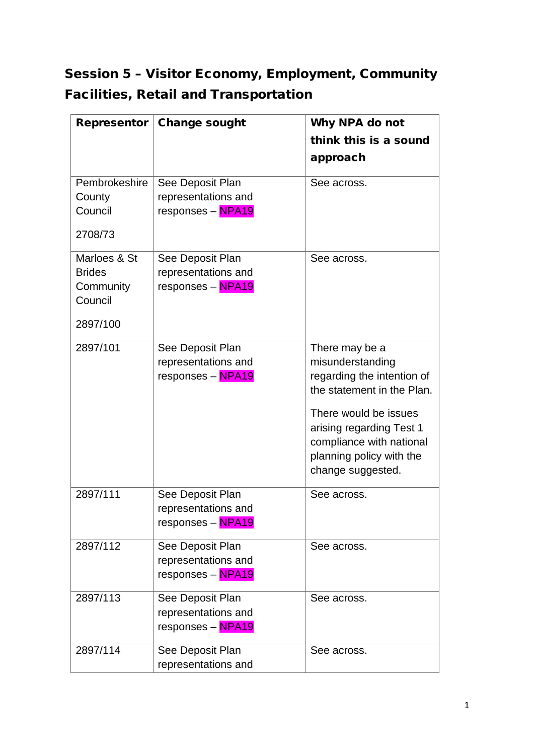## Session 5 – Visitor Economy, Employment, Community Facilities, Retail and Transportation

| Representor | Change sought | Why NPA do not think this is a sound approach |
|---|---|---|
| Pembrokeshire County Council<br><br>2708/73 | See Deposit Plan representations and responses – NPA19 | See across. |
| Marloes & St Brides Community Council<br><br>2897/100 | See Deposit Plan representations and responses – NPA19 | See across. |
| 2897/101 | See Deposit Plan representations and responses – NPA19 | There may be a misunderstanding regarding the intention of the statement in the Plan.<br><br>There would be issues arising regarding Test 1 compliance with national planning policy with the change suggested. |
| 2897/111 | See Deposit Plan representations and responses – NPA19 | See across. |
| 2897/112 | See Deposit Plan representations and responses – NPA19 | See across. |
| 2897/113 | See Deposit Plan representations and responses – NPA19 | See across. |
| 2897/114 | See Deposit Plan representations and | See across. |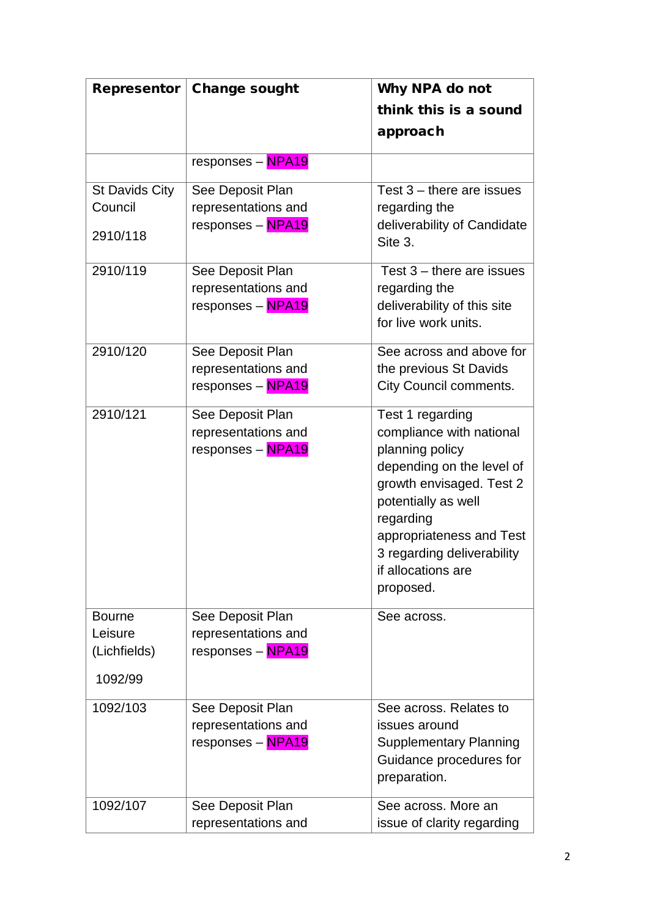| Representor | Change sought | Why NPA do not think this is a sound approach |
|---|---|---|
| | responses – NPA19 | |
| St Davids City Council<br><br>2910/118 | See Deposit Plan representations and responses – NPA19 | Test 3 – there are issues regarding the deliverability of Candidate Site 3. |
| 2910/119 | See Deposit Plan representations and responses – NPA19 | Test 3 – there are issues regarding the deliverability of this site for live work units. |
| 2910/120 | See Deposit Plan representations and responses – NPA19 | See across and above for the previous St Davids City Council comments. |
| 2910/121 | See Deposit Plan representations and responses – NPA19 | Test 1 regarding compliance with national planning policy depending on the level of growth envisaged. Test 2 potentially as well regarding appropriateness and Test 3 regarding deliverability if allocations are proposed. |
| Bourne Leisure (Lichfields)<br><br>1092/99 | See Deposit Plan representations and responses – NPA19 | See across. |
| 1092/103 | See Deposit Plan representations and responses – NPA19 | See across. Relates to issues around Supplementary Planning Guidance procedures for preparation. |
| 1092/107 | See Deposit Plan representations and | See across. More an issue of clarity regarding |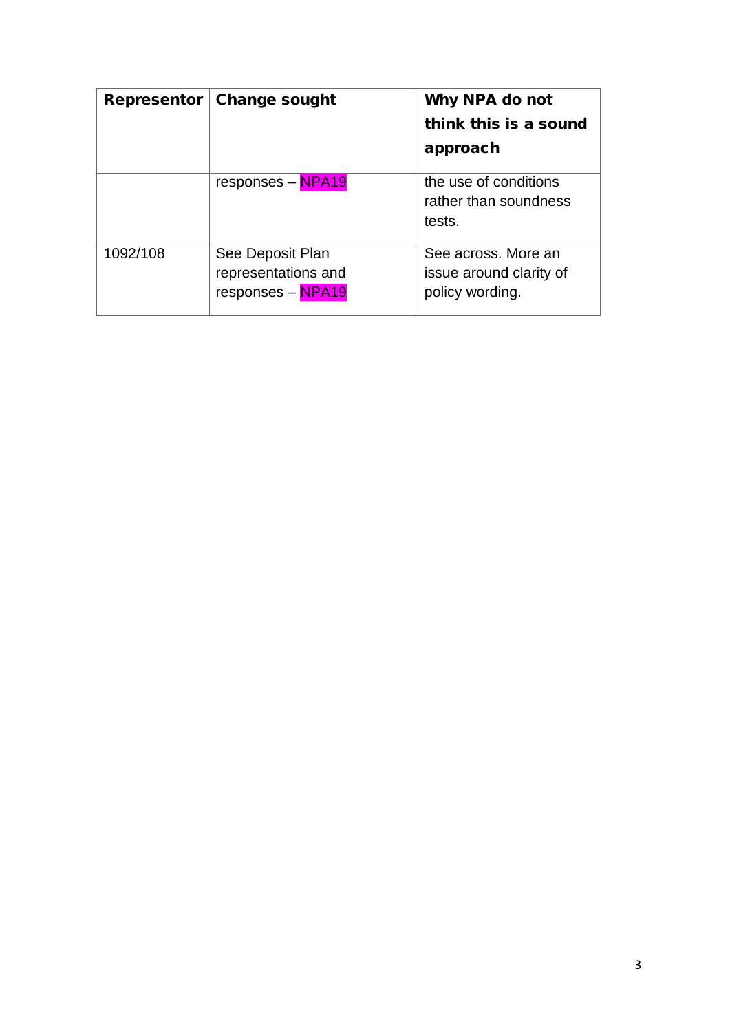| Representor | Change sought | Why NPA do not think this is a sound approach |
| --- | --- | --- |
| | responses – NPA19 | the use of conditions rather than soundness tests. |
| 1092/108 | See Deposit Plan representations and responses – NPA19 | See across. More an issue around clarity of policy wording. |